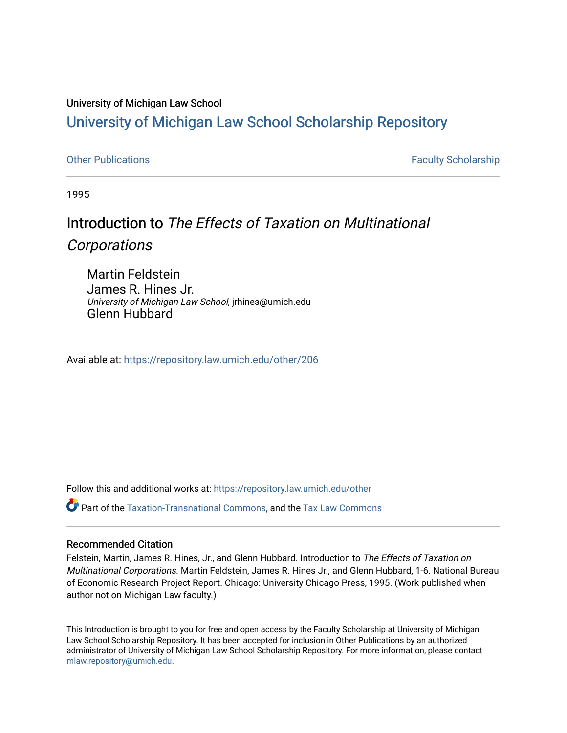University of Michigan Law School

# University of Michigan Law School Scholarship Repository

Other Publications | Faculty Scholarship

1995

## Introduction to *The Effects of Taxation on Multinational Corporations*

Martin Feldstein

James R. Hines Jr.
*University of Michigan Law School*, jrhines@umich.edu

Glenn Hubbard

Available at: https://repository.law.umich.edu/other/206

Follow this and additional works at: https://repository.law.umich.edu/other

Part of the Taxation-Transnational Commons, and the Tax Law Commons

### Recommended Citation

Felstein, Martin, James R. Hines, Jr., and Glenn Hubbard. Introduction to *The Effects of Taxation on Multinational Corporations*. Martin Feldstein, James R. Hines Jr., and Glenn Hubbard, 1-6. National Bureau of Economic Research Project Report. Chicago: University Chicago Press, 1995. (Work published when author not on Michigan Law faculty.)

This Introduction is brought to you for free and open access by the Faculty Scholarship at University of Michigan Law School Scholarship Repository. It has been accepted for inclusion in Other Publications by an authorized administrator of University of Michigan Law School Scholarship Repository. For more information, please contact mlaw.repository@umich.edu.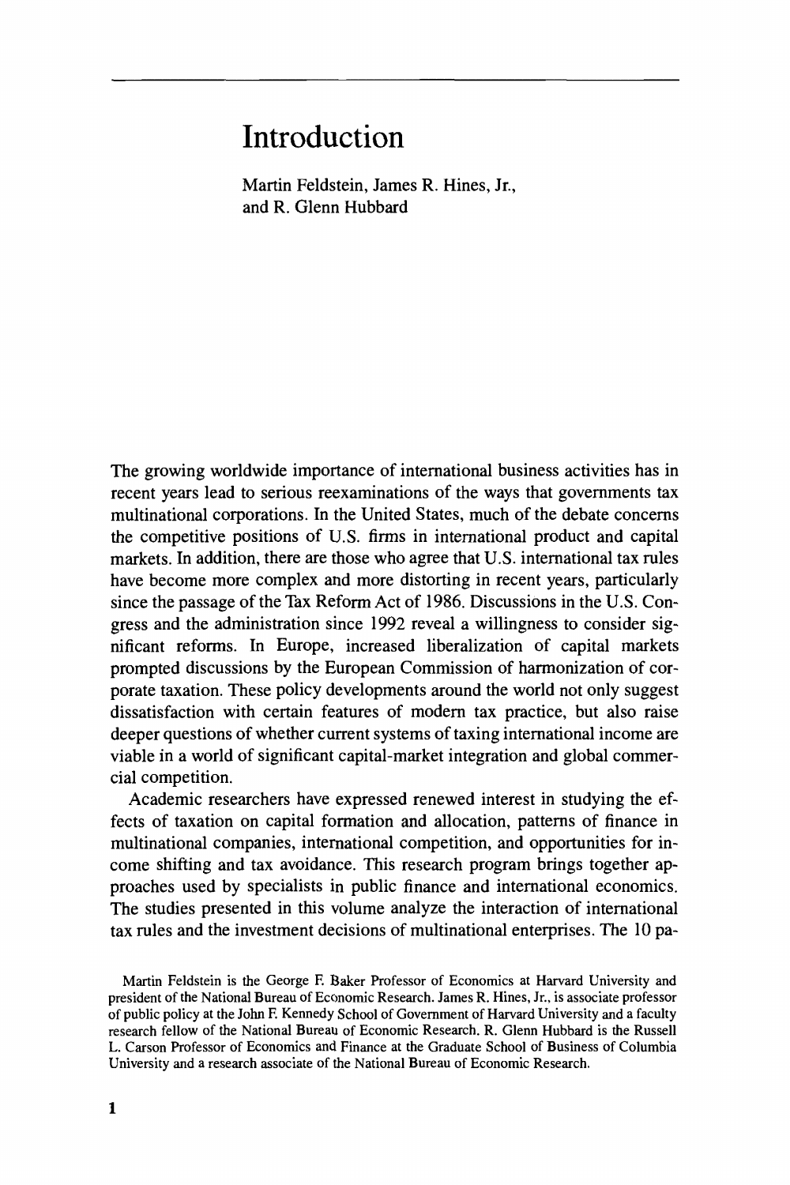# Introduction

Martin Feldstein, James R. Hines, Jr., and R. Glenn Hubbard

The growing worldwide importance of international business activities has in recent years lead to serious reexaminations of the ways that governments tax multinational corporations. In the United States, much of the debate concerns the competitive positions of U.S. firms in international product and capital markets. In addition, there are those who agree that U.S. international tax rules have become more complex and more distorting in recent years, particularly since the passage of the Tax Reform Act of 1986. Discussions in the U.S. Congress and the administration since 1992 reveal a willingness to consider significant reforms. In Europe, increased liberalization of capital markets prompted discussions by the European Commission of harmonization of corporate taxation. These policy developments around the world not only suggest dissatisfaction with certain features of modern tax practice, but also raise deeper questions of whether current systems of taxing international income are viable in a world of significant capital-market integration and global commercial competition.

Academic researchers have expressed renewed interest in studying the effects of taxation on capital formation and allocation, patterns of finance in multinational companies, international competition, and opportunities for income shifting and tax avoidance. This research program brings together approaches used by specialists in public finance and international economics. The studies presented in this volume analyze the interaction of international tax rules and the investment decisions of multinational enterprises. The 10 pa-

Martin Feldstein is the George F. Baker Professor of Economics at Harvard University and president of the National Bureau of Economic Research. James R. Hines, Jr., is associate professor of public policy at the John F. Kennedy School of Government of Harvard University and a faculty research fellow of the National Bureau of Economic Research. R. Glenn Hubbard is the Russell L. Carson Professor of Economics and Finance at the Graduate School of Business of Columbia University and a research associate of the National Bureau of Economic Research.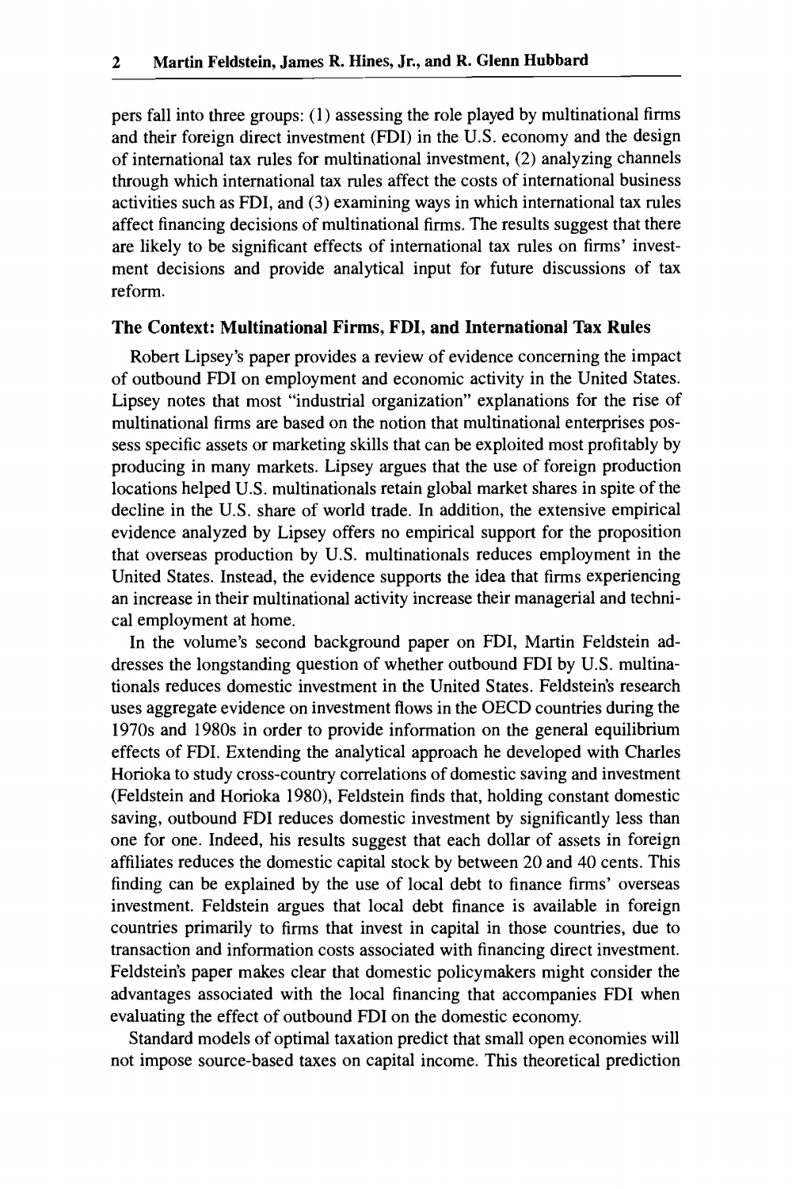pers fall into three groups: (1) assessing the role played by multinational firms and their foreign direct investment (FDI) in the U.S. economy and the design of international tax rules for multinational investment, (2) analyzing channels through which international tax rules affect the costs of international business activities such as FDI, and (3) examining ways in which international tax rules affect financing decisions of multinational firms. The results suggest that there are likely to be significant effects of international tax rules on firms' investment decisions and provide analytical input for future discussions of tax reform.

## The Context: Multinational Firms, FDI, and International Tax Rules

Robert Lipsey's paper provides a review of evidence concerning the impact of outbound FDI on employment and economic activity in the United States. Lipsey notes that most "industrial organization" explanations for the rise of multinational firms are based on the notion that multinational enterprises possess specific assets or marketing skills that can be exploited most profitably by producing in many markets. Lipsey argues that the use of foreign production locations helped U.S. multinationals retain global market shares in spite of the decline in the U.S. share of world trade. In addition, the extensive empirical evidence analyzed by Lipsey offers no empirical support for the proposition that overseas production by U.S. multinationals reduces employment in the United States. Instead, the evidence supports the idea that firms experiencing an increase in their multinational activity increase their managerial and technical employment at home.

In the volume's second background paper on FDI, Martin Feldstein addresses the longstanding question of whether outbound FDI by U.S. multinationals reduces domestic investment in the United States. Feldstein's research uses aggregate evidence on investment flows in the OECD countries during the 1970s and 1980s in order to provide information on the general equilibrium effects of FDI. Extending the analytical approach he developed with Charles Horioka to study cross-country correlations of domestic saving and investment (Feldstein and Horioka 1980), Feldstein finds that, holding constant domestic saving, outbound FDI reduces domestic investment by significantly less than one for one. Indeed, his results suggest that each dollar of assets in foreign affiliates reduces the domestic capital stock by between 20 and 40 cents. This finding can be explained by the use of local debt to finance firms' overseas investment. Feldstein argues that local debt finance is available in foreign countries primarily to firms that invest in capital in those countries, due to transaction and information costs associated with financing direct investment. Feldstein's paper makes clear that domestic policymakers might consider the advantages associated with the local financing that accompanies FDI when evaluating the effect of outbound FDI on the domestic economy.

Standard models of optimal taxation predict that small open economies will not impose source-based taxes on capital income. This theoretical prediction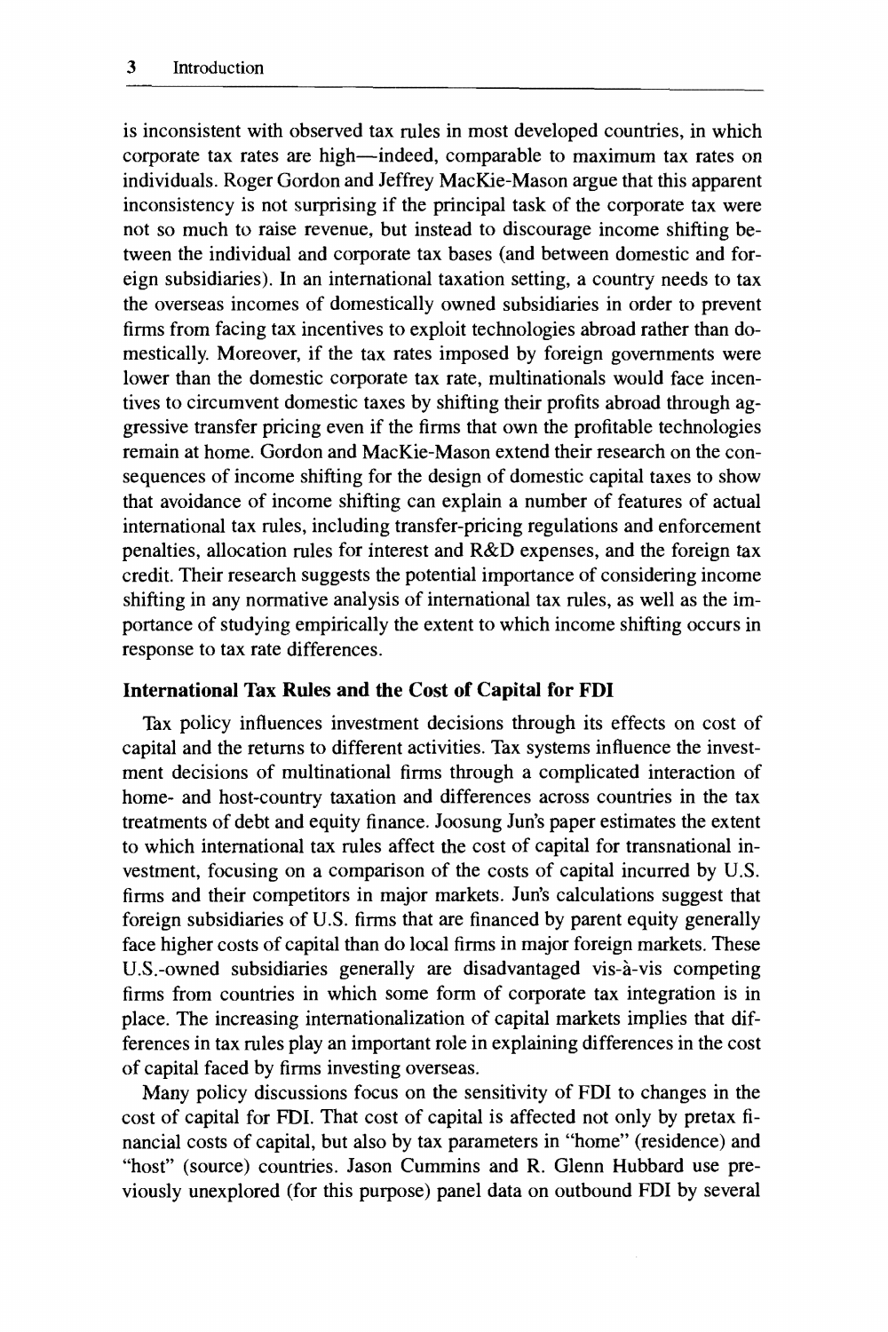is inconsistent with observed tax rules in most developed countries, in which corporate tax rates are high—indeed, comparable to maximum tax rates on individuals. Roger Gordon and Jeffrey MacKie-Mason argue that this apparent inconsistency is not surprising if the principal task of the corporate tax were not so much to raise revenue, but instead to discourage income shifting between the individual and corporate tax bases (and between domestic and foreign subsidiaries). In an international taxation setting, a country needs to tax the overseas incomes of domestically owned subsidiaries in order to prevent firms from facing tax incentives to exploit technologies abroad rather than domestically. Moreover, if the tax rates imposed by foreign governments were lower than the domestic corporate tax rate, multinationals would face incentives to circumvent domestic taxes by shifting their profits abroad through aggressive transfer pricing even if the firms that own the profitable technologies remain at home. Gordon and MacKie-Mason extend their research on the consequences of income shifting for the design of domestic capital taxes to show that avoidance of income shifting can explain a number of features of actual international tax rules, including transfer-pricing regulations and enforcement penalties, allocation rules for interest and R&D expenses, and the foreign tax credit. Their research suggests the potential importance of considering income shifting in any normative analysis of international tax rules, as well as the importance of studying empirically the extent to which income shifting occurs in response to tax rate differences.

### International Tax Rules and the Cost of Capital for FDI

Tax policy influences investment decisions through its effects on cost of capital and the returns to different activities. Tax systems influence the investment decisions of multinational firms through a complicated interaction of home- and host-country taxation and differences across countries in the tax treatments of debt and equity finance. Joosung Jun's paper estimates the extent to which international tax rules affect the cost of capital for transnational investment, focusing on a comparison of the costs of capital incurred by U.S. firms and their competitors in major markets. Jun's calculations suggest that foreign subsidiaries of U.S. firms that are financed by parent equity generally face higher costs of capital than do local firms in major foreign markets. These U.S.-owned subsidiaries generally are disadvantaged vis-à-vis competing firms from countries in which some form of corporate tax integration is in place. The increasing internationalization of capital markets implies that differences in tax rules play an important role in explaining differences in the cost of capital faced by firms investing overseas.

Many policy discussions focus on the sensitivity of FDI to changes in the cost of capital for FDI. That cost of capital is affected not only by pretax financial costs of capital, but also by tax parameters in "home" (residence) and "host" (source) countries. Jason Cummins and R. Glenn Hubbard use previously unexplored (for this purpose) panel data on outbound FDI by several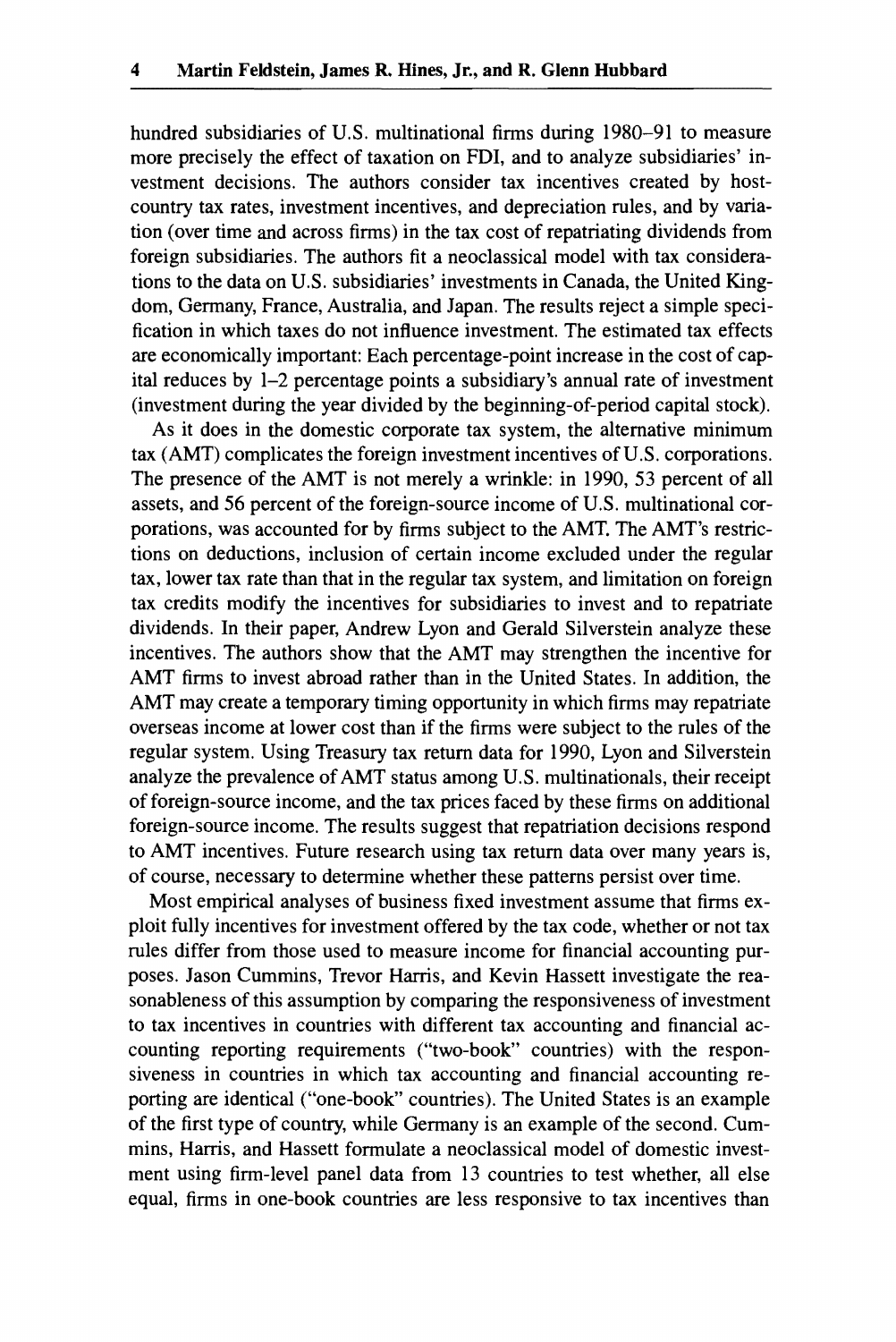hundred subsidiaries of U.S. multinational firms during 1980–91 to measure more precisely the effect of taxation on FDI, and to analyze subsidiaries' investment decisions. The authors consider tax incentives created by host-country tax rates, investment incentives, and depreciation rules, and by variation (over time and across firms) in the tax cost of repatriating dividends from foreign subsidiaries. The authors fit a neoclassical model with tax considerations to the data on U.S. subsidiaries' investments in Canada, the United Kingdom, Germany, France, Australia, and Japan. The results reject a simple specification in which taxes do not influence investment. The estimated tax effects are economically important: Each percentage-point increase in the cost of capital reduces by 1–2 percentage points a subsidiary's annual rate of investment (investment during the year divided by the beginning-of-period capital stock).

As it does in the domestic corporate tax system, the alternative minimum tax (AMT) complicates the foreign investment incentives of U.S. corporations. The presence of the AMT is not merely a wrinkle: in 1990, 53 percent of all assets, and 56 percent of the foreign-source income of U.S. multinational corporations, was accounted for by firms subject to the AMT. The AMT's restrictions on deductions, inclusion of certain income excluded under the regular tax, lower tax rate than that in the regular tax system, and limitation on foreign tax credits modify the incentives for subsidiaries to invest and to repatriate dividends. In their paper, Andrew Lyon and Gerald Silverstein analyze these incentives. The authors show that the AMT may strengthen the incentive for AMT firms to invest abroad rather than in the United States. In addition, the AMT may create a temporary timing opportunity in which firms may repatriate overseas income at lower cost than if the firms were subject to the rules of the regular system. Using Treasury tax return data for 1990, Lyon and Silverstein analyze the prevalence of AMT status among U.S. multinationals, their receipt of foreign-source income, and the tax prices faced by these firms on additional foreign-source income. The results suggest that repatriation decisions respond to AMT incentives. Future research using tax return data over many years is, of course, necessary to determine whether these patterns persist over time.

Most empirical analyses of business fixed investment assume that firms exploit fully incentives for investment offered by the tax code, whether or not tax rules differ from those used to measure income for financial accounting purposes. Jason Cummins, Trevor Harris, and Kevin Hassett investigate the reasonableness of this assumption by comparing the responsiveness of investment to tax incentives in countries with different tax accounting and financial accounting reporting requirements ("two-book" countries) with the responsiveness in countries in which tax accounting and financial accounting reporting are identical ("one-book" countries). The United States is an example of the first type of country, while Germany is an example of the second. Cummins, Harris, and Hassett formulate a neoclassical model of domestic investment using firm-level panel data from 13 countries to test whether, all else equal, firms in one-book countries are less responsive to tax incentives than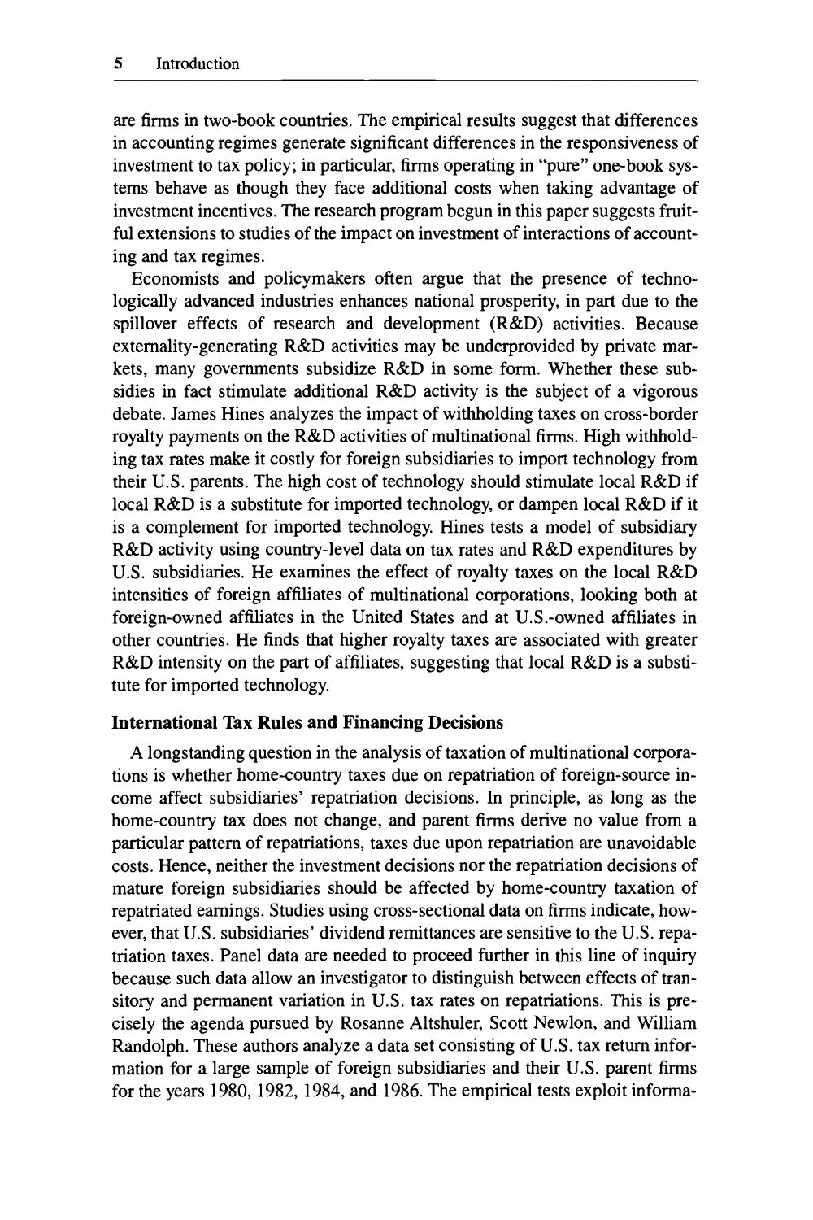are firms in two-book countries. The empirical results suggest that differences in accounting regimes generate significant differences in the responsiveness of investment to tax policy; in particular, firms operating in "pure" one-book systems behave as though they face additional costs when taking advantage of investment incentives. The research program begun in this paper suggests fruitful extensions to studies of the impact on investment of interactions of accounting and tax regimes.

Economists and policymakers often argue that the presence of technologically advanced industries enhances national prosperity, in part due to the spillover effects of research and development (R&D) activities. Because externality-generating R&D activities may be underprovided by private markets, many governments subsidize R&D in some form. Whether these subsidies in fact stimulate additional R&D activity is the subject of a vigorous debate. James Hines analyzes the impact of withholding taxes on cross-border royalty payments on the R&D activities of multinational firms. High withholding tax rates make it costly for foreign subsidiaries to import technology from their U.S. parents. The high cost of technology should stimulate local R&D if local R&D is a substitute for imported technology, or dampen local R&D if it is a complement for imported technology. Hines tests a model of subsidiary R&D activity using country-level data on tax rates and R&D expenditures by U.S. subsidiaries. He examines the effect of royalty taxes on the local R&D intensities of foreign affiliates of multinational corporations, looking both at foreign-owned affiliates in the United States and at U.S.-owned affiliates in other countries. He finds that higher royalty taxes are associated with greater R&D intensity on the part of affiliates, suggesting that local R&D is a substitute for imported technology.

### International Tax Rules and Financing Decisions

A longstanding question in the analysis of taxation of multinational corporations is whether home-country taxes due on repatriation of foreign-source income affect subsidiaries' repatriation decisions. In principle, as long as the home-country tax does not change, and parent firms derive no value from a particular pattern of repatriations, taxes due upon repatriation are unavoidable costs. Hence, neither the investment decisions nor the repatriation decisions of mature foreign subsidiaries should be affected by home-country taxation of repatriated earnings. Studies using cross-sectional data on firms indicate, however, that U.S. subsidiaries' dividend remittances are sensitive to the U.S. repatriation taxes. Panel data are needed to proceed further in this line of inquiry because such data allow an investigator to distinguish between effects of transitory and permanent variation in U.S. tax rates on repatriations. This is precisely the agenda pursued by Rosanne Altshuler, Scott Newlon, and William Randolph. These authors analyze a data set consisting of U.S. tax return information for a large sample of foreign subsidiaries and their U.S. parent firms for the years 1980, 1982, 1984, and 1986. The empirical tests exploit informa-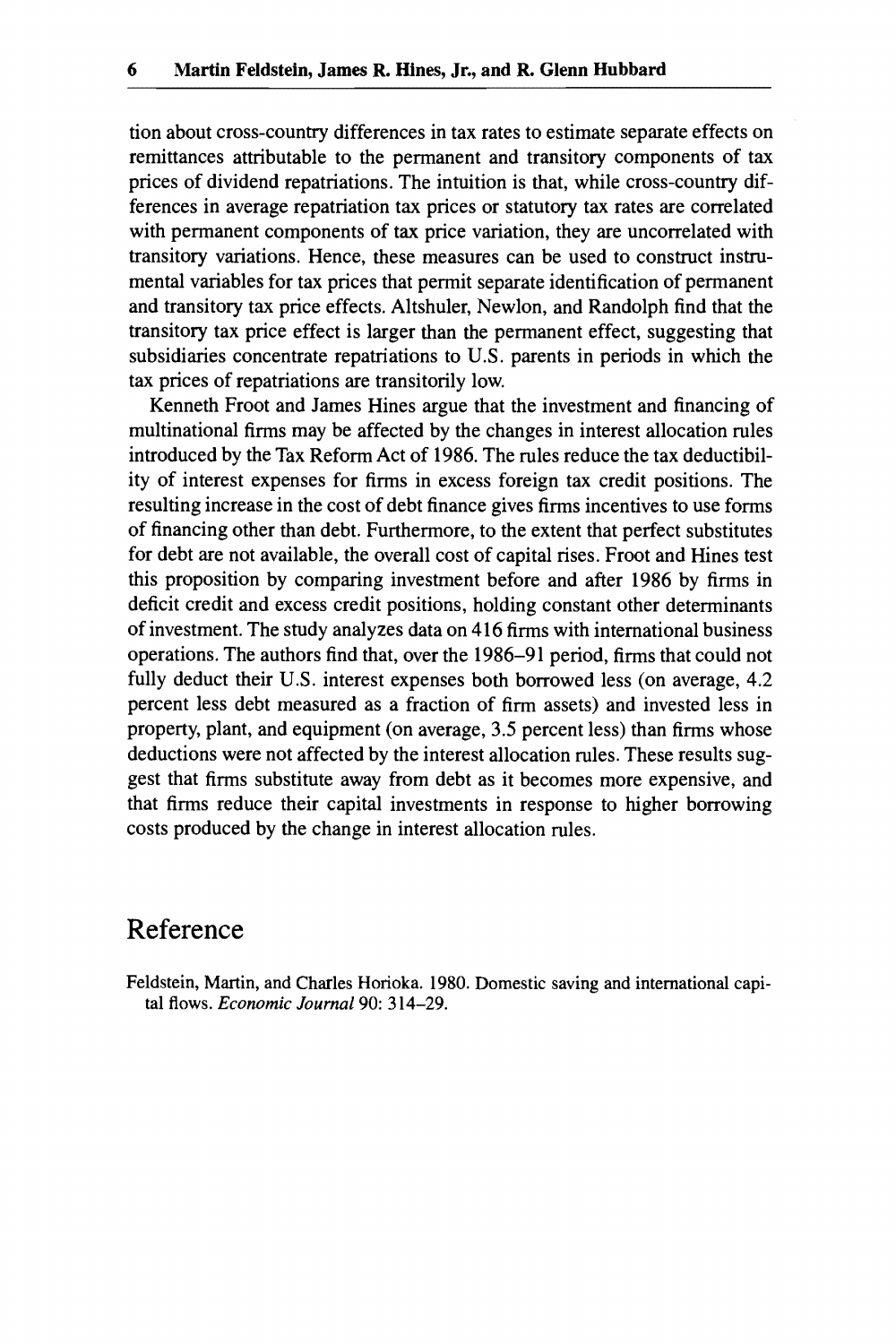tion about cross-country differences in tax rates to estimate separate effects on remittances attributable to the permanent and transitory components of tax prices of dividend repatriations. The intuition is that, while cross-country differences in average repatriation tax prices or statutory tax rates are correlated with permanent components of tax price variation, they are uncorrelated with transitory variations. Hence, these measures can be used to construct instrumental variables for tax prices that permit separate identification of permanent and transitory tax price effects. Altshuler, Newlon, and Randolph find that the transitory tax price effect is larger than the permanent effect, suggesting that subsidiaries concentrate repatriations to U.S. parents in periods in which the tax prices of repatriations are transitorily low.

Kenneth Froot and James Hines argue that the investment and financing of multinational firms may be affected by the changes in interest allocation rules introduced by the Tax Reform Act of 1986. The rules reduce the tax deductibility of interest expenses for firms in excess foreign tax credit positions. The resulting increase in the cost of debt finance gives firms incentives to use forms of financing other than debt. Furthermore, to the extent that perfect substitutes for debt are not available, the overall cost of capital rises. Froot and Hines test this proposition by comparing investment before and after 1986 by firms in deficit credit and excess credit positions, holding constant other determinants of investment. The study analyzes data on 416 firms with international business operations. The authors find that, over the 1986–91 period, firms that could not fully deduct their U.S. interest expenses both borrowed less (on average, 4.2 percent less debt measured as a fraction of firm assets) and invested less in property, plant, and equipment (on average, 3.5 percent less) than firms whose deductions were not affected by the interest allocation rules. These results suggest that firms substitute away from debt as it becomes more expensive, and that firms reduce their capital investments in response to higher borrowing costs produced by the change in interest allocation rules.

## Reference

Feldstein, Martin, and Charles Horioka. 1980. Domestic saving and international capital flows. *Economic Journal* 90: 314–29.